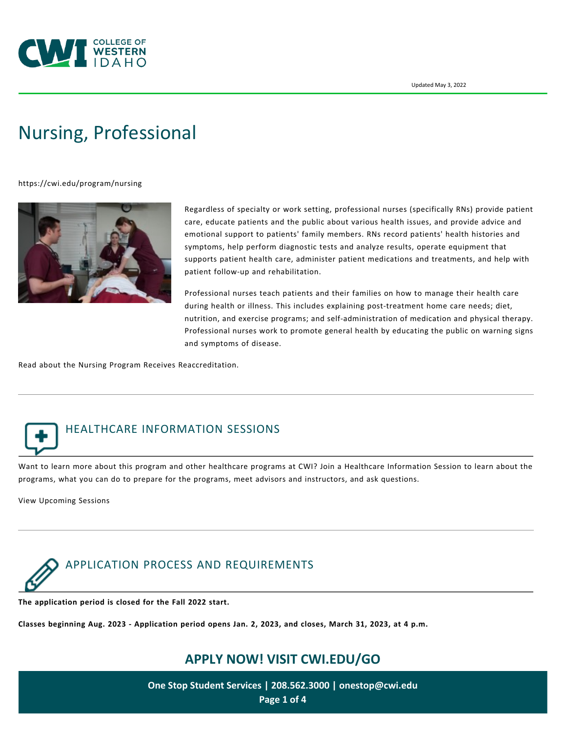Updated May 3, 2022

# Nursing, Professional

https://cwi.edu/program/nursing

Regardless of specialty or work setting, professional nurses (specifically RNs) provide patient care, educate patients and the public about various health issues, and provide advice and emotional support to patients' family members. RNs record patients' health histories and symptoms, help perform diagnostic tests and analyze results, operate equipment that supports patient health care, administer patient medications and treatments, and help with patient follow-up and rehabilitation.

Professional nurses teach patients and their families on how to manage their health care during health or illness. This includes explaining post-treatment home care needs; diet, nutrition, and exercise programs; and self-administration of medication and physical therapy. Professional nurses work to promote general health by educating the public on warning signs and symptoms of disease.

Read about the Nursing Program Receives Reaccreditation.

## HEALTHCARE INFORMATION SESSIONS

Want to learn more about this program and other healthcare programs at CWI? Join a Healthcare Information Session to learn about the programs, what you can do to prepare for the programs, meet advisors and instructors, and ask questions.

View Upcoming Sessions

## APPLICATION PROCESS AND REQUIREMENTS

**The application period is closed for the Fall 2022 start.**

**Classes beginning Aug. 2023 - Application period opens Jan. 2, 2023, and closes, March 31, 2023, at 4 p.m.**

**APPLY NOW! VISIT CWI.EDU/GO**

**One Stop Student Services | 208.562.3000 | onestop@cwi.edu**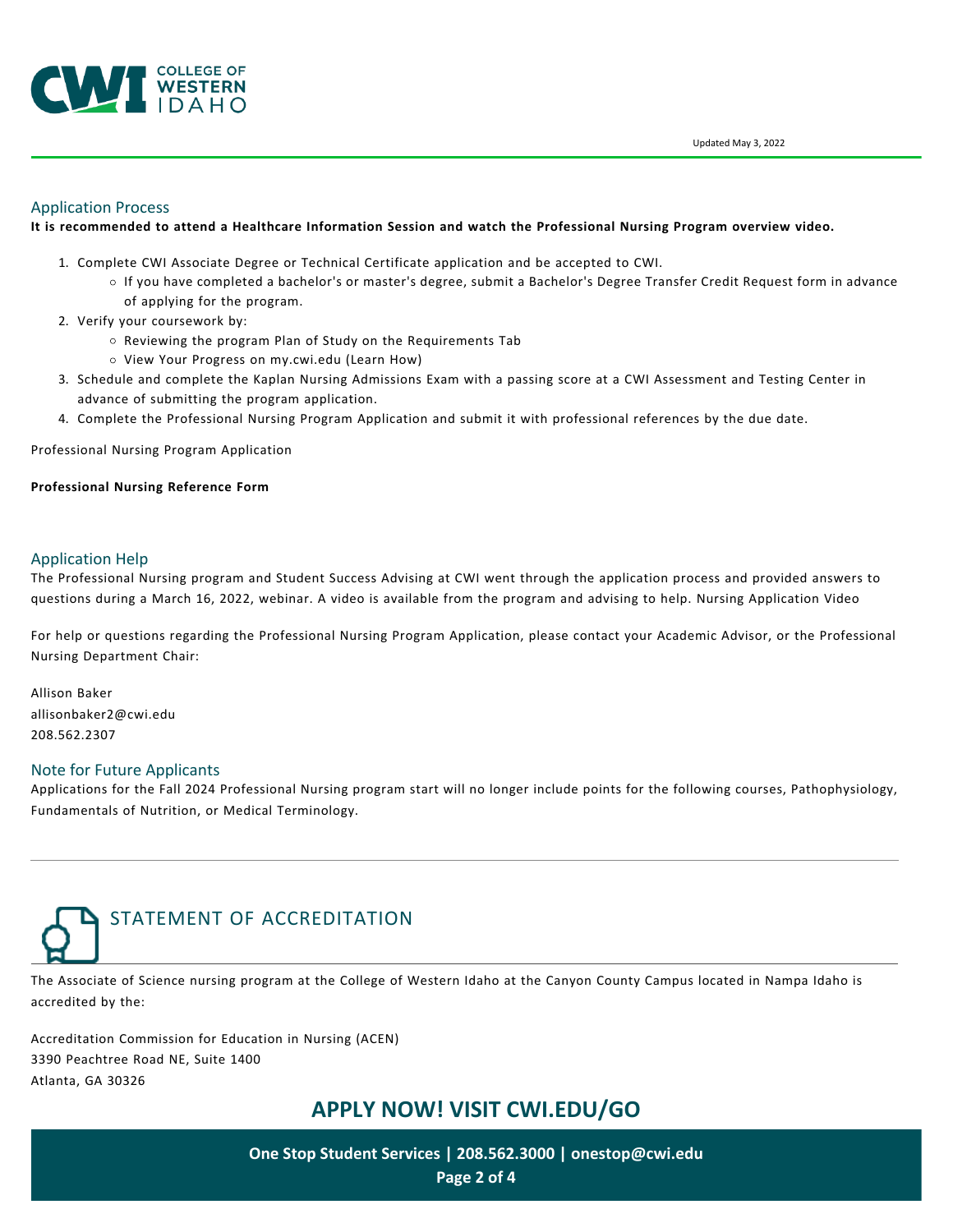Updated May 3, 2022

## Application Process

**It is recommended to attend a Healthcare Information Session and watch the Professional Nursing Program overview video.**

1. Complete CWI Associate Degree or Technical Certificate application and be accepted to CWI.
   - If you have completed a bachelor's or master's degree, submit a Bachelor's Degree Transfer Credit Request form in advance of applying for the program.
2. Verify your coursework by:
   - Reviewing the program Plan of Study on the Requirements Tab
   - View Your Progress on my.cwi.edu (Learn How)
3. Schedule and complete the Kaplan Nursing Admissions Exam with a passing score at a CWI Assessment and Testing Center in advance of submitting the program application.
4. Complete the Professional Nursing Program Application and submit it with professional references by the due date.

Professional Nursing Program Application

**Professional Nursing Reference Form**

## Application Help

The Professional Nursing program and Student Success Advising at CWI went through the application process and provided answers to questions during a March 16, 2022, webinar. A video is available from the program and advising to help. Nursing Application Video

For help or questions regarding the Professional Nursing Program Application, please contact your Academic Advisor, or the Professional Nursing Department Chair:

Allison Baker
allisonbaker2@cwi.edu
208.562.2307

## Note for Future Applicants

Applications for the Fall 2024 Professional Nursing program start will no longer include points for the following courses, Pathophysiology, Fundamentals of Nutrition, or Medical Terminology.

---

## STATEMENT OF ACCREDITATION

The Associate of Science nursing program at the College of Western Idaho at the Canyon County Campus located in Nampa Idaho is accredited by the:

Accreditation Commission for Education in Nursing (ACEN)
3390 Peachtree Road NE, Suite 1400
Atlanta, GA 30326

**APPLY NOW! VISIT CWI.EDU/GO**

**One Stop Student Services | 208.562.3000 | onestop@cwi.edu**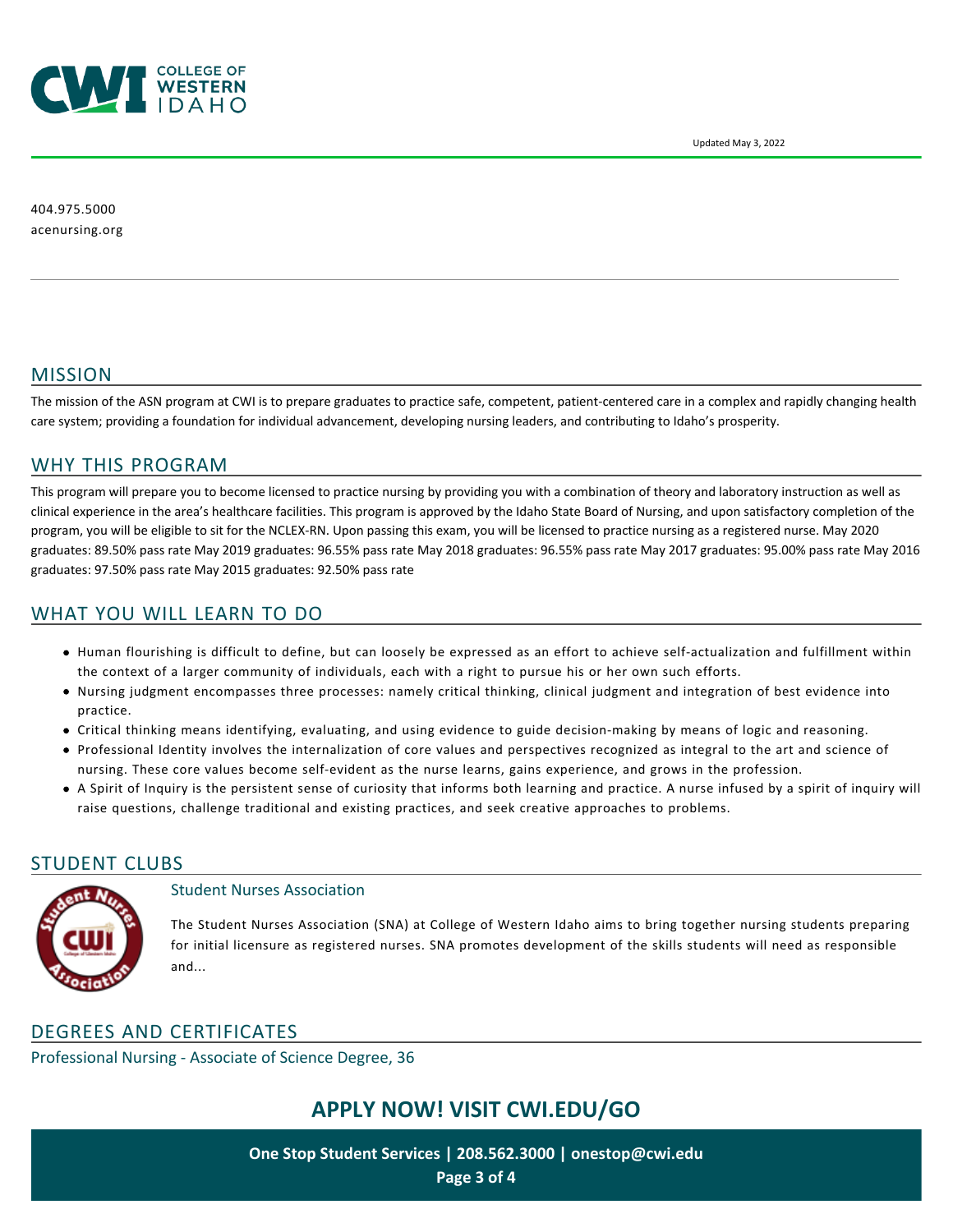404.975.5000
acenursing.org

## MISSION

The mission of the ASN program at CWI is to prepare graduates to practice safe, competent, patient-centered care in a complex and rapidly changing health care system; providing a foundation for individual advancement, developing nursing leaders, and contributing to Idaho's prosperity.

## WHY THIS PROGRAM

This program will prepare you to become licensed to practice nursing by providing you with a combination of theory and laboratory instruction as well as clinical experience in the area's healthcare facilities. This program is approved by the Idaho State Board of Nursing, and upon satisfactory completion of the program, you will be eligible to sit for the NCLEX-RN. Upon passing this exam, you will be licensed to practice nursing as a registered nurse. May 2020 graduates: 89.50% pass rate May 2019 graduates: 96.55% pass rate May 2018 graduates: 96.55% pass rate May 2017 graduates: 95.00% pass rate May 2016 graduates: 97.50% pass rate May 2015 graduates: 92.50% pass rate

## WHAT YOU WILL LEARN TO DO

- Human flourishing is difficult to define, but can loosely be expressed as an effort to achieve self-actualization and fulfillment within the context of a larger community of individuals, each with a right to pursue his or her own such efforts.
- Nursing judgment encompasses three processes: namely critical thinking, clinical judgment and integration of best evidence into practice.
- Critical thinking means identifying, evaluating, and using evidence to guide decision-making by means of logic and reasoning.
- Professional Identity involves the internalization of core values and perspectives recognized as integral to the art and science of nursing. These core values become self-evident as the nurse learns, gains experience, and grows in the profession.
- A Spirit of Inquiry is the persistent sense of curiosity that informs both learning and practice. A nurse infused by a spirit of inquiry will raise questions, challenge traditional and existing practices, and seek creative approaches to problems.

## STUDENT CLUBS

### Student Nurses Association

The Student Nurses Association (SNA) at College of Western Idaho aims to bring together nursing students preparing for initial licensure as registered nurses. SNA promotes development of the skills students will need as responsible and...

## DEGREES AND CERTIFICATES

Professional Nursing - Associate of Science Degree, 36

## APPLY NOW! VISIT CWI.EDU/GO

**One Stop Student Services | 208.562.3000 | onestop@cwi.edu**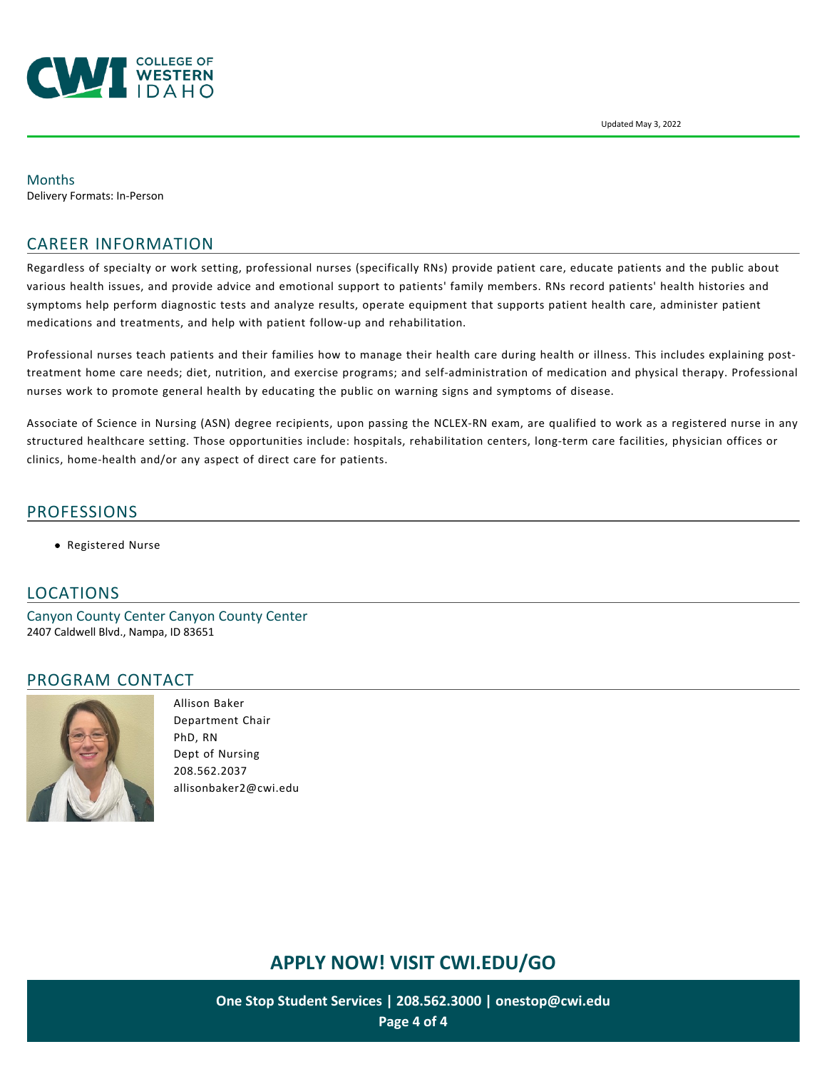Months
Delivery Formats: In-Person

## CAREER INFORMATION

Regardless of specialty or work setting, professional nurses (specifically RNs) provide patient care, educate patients and the public about various health issues, and provide advice and emotional support to patients' family members. RNs record patients' health histories and symptoms help perform diagnostic tests and analyze results, operate equipment that supports patient health care, administer patient medications and treatments, and help with patient follow-up and rehabilitation.

Professional nurses teach patients and their families how to manage their health care during health or illness. This includes explaining post-treatment home care needs; diet, nutrition, and exercise programs; and self-administration of medication and physical therapy. Professional nurses work to promote general health by educating the public on warning signs and symptoms of disease.

Associate of Science in Nursing (ASN) degree recipients, upon passing the NCLEX-RN exam, are qualified to work as a registered nurse in any structured healthcare setting. Those opportunities include: hospitals, rehabilitation centers, long-term care facilities, physician offices or clinics, home-health and/or any aspect of direct care for patients.

## PROFESSIONS

- Registered Nurse

## LOCATIONS

Canyon County Center Canyon County Center
2407 Caldwell Blvd., Nampa, ID 83651

## PROGRAM CONTACT

Allison Baker
Department Chair
PhD, RN
Dept of Nursing
208.562.2037
allisonbaker2@cwi.edu

## APPLY NOW! VISIT CWI.EDU/GO

**One Stop Student Services | 208.562.3000 | onestop@cwi.edu**